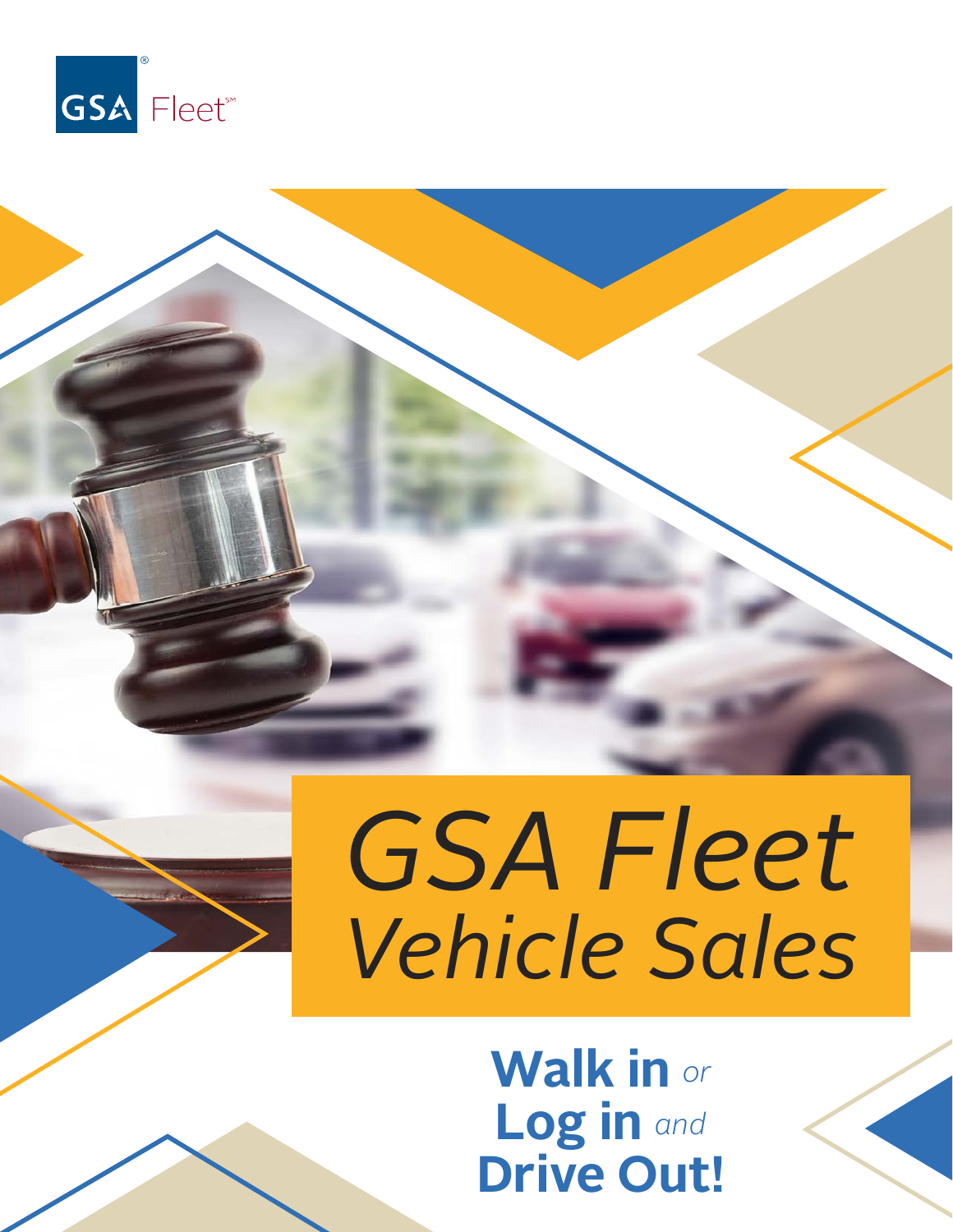GSA® Fleet℠

# *GSA Fleet Vehicle Sales*

**Walk in** *or*
**Log in** *and*
**Drive Out!**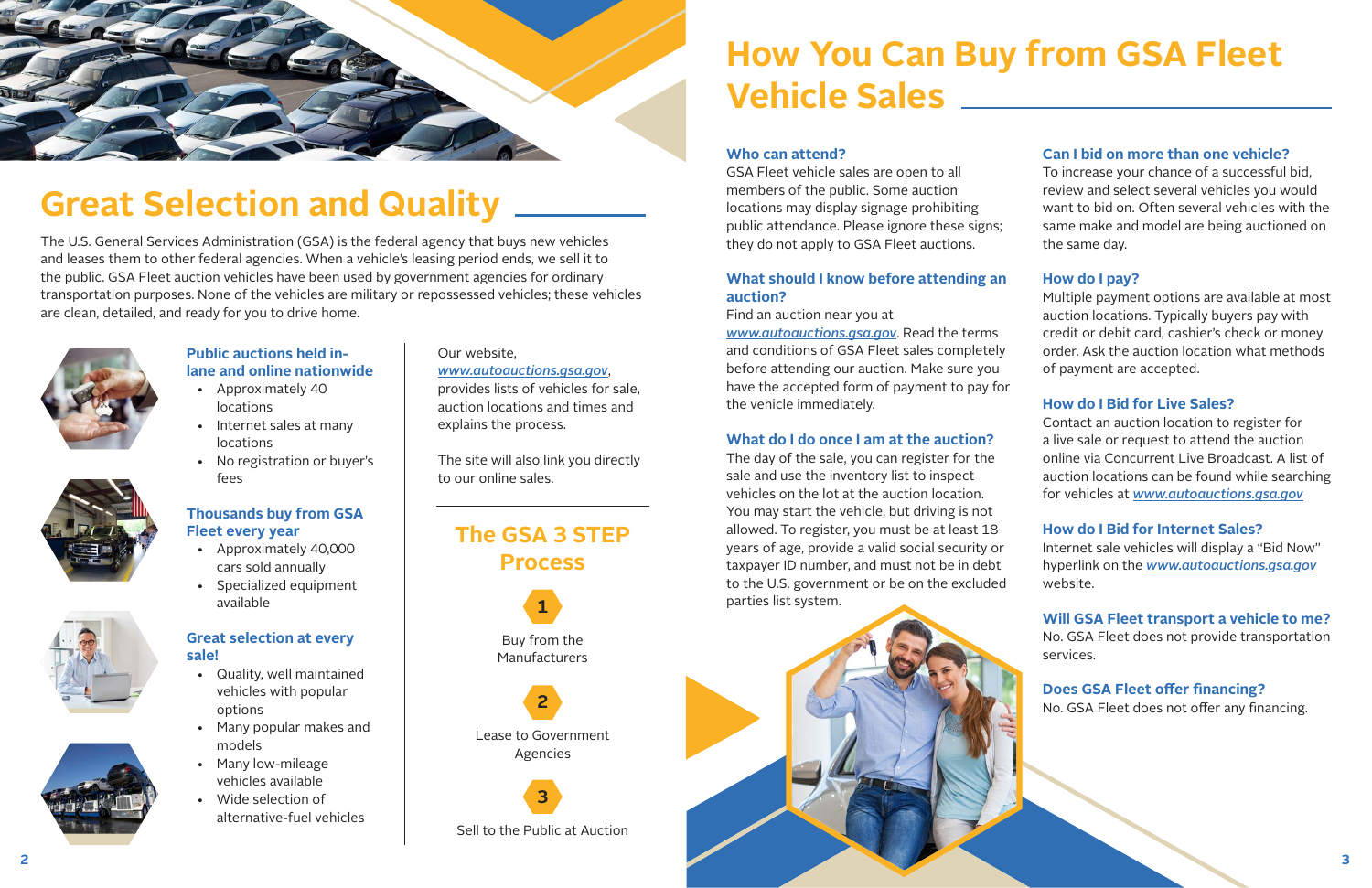# Great Selection and Quality

The U.S. General Services Administration (GSA) is the federal agency that buys new vehicles and leases them to other federal agencies. When a vehicle's leasing period ends, we sell it to the public. GSA Fleet auction vehicles have been used by government agencies for ordinary transportation purposes. None of the vehicles are military or repossessed vehicles; these vehicles are clean, detailed, and ready for you to drive home.

### Public auctions held in-lane and online nationwide

- Approximately 40 locations
- Internet sales at many locations
- No registration or buyer's fees

### Thousands buy from GSA Fleet every year

- Approximately 40,000 cars sold annually
- Specialized equipment available

### Great selection at every sale!

- Quality, well maintained vehicles with popular options
- Many popular makes and models
- Many low-mileage vehicles available
- Wide selection of alternative-fuel vehicles

Our website, *www.autoauctions.gsa.gov*, provides lists of vehicles for sale, auction locations and times and explains the process.

The site will also link you directly to our online sales.

## The GSA 3 STEP Process

1. Buy from the Manufacturers
2. Lease to Government Agencies
3. Sell to the Public at Auction

# How You Can Buy from GSA Fleet Vehicle Sales

### Who can attend?

GSA Fleet vehicle sales are open to all members of the public. Some auction locations may display signage prohibiting public attendance. Please ignore these signs; they do not apply to GSA Fleet auctions.

### What should I know before attending an auction?

Find an auction near you at *www.autoauctions.gsa.gov*. Read the terms and conditions of GSA Fleet sales completely before attending our auction. Make sure you have the accepted form of payment to pay for the vehicle immediately.

### What do I do once I am at the auction?

The day of the sale, you can register for the sale and use the inventory list to inspect vehicles on the lot at the auction location. You may start the vehicle, but driving is not allowed. To register, you must be at least 18 years of age, provide a valid social security or taxpayer ID number, and must not be in debt to the U.S. government or be on the excluded parties list system.

### Can I bid on more than one vehicle?

To increase your chance of a successful bid, review and select several vehicles you would want to bid on. Often several vehicles with the same make and model are being auctioned on the same day.

### How do I pay?

Multiple payment options are available at most auction locations. Typically buyers pay with credit or debit card, cashier's check or money order. Ask the auction location what methods of payment are accepted.

### How do I Bid for Live Sales?

Contact an auction location to register for a live sale or request to attend the auction online via Concurrent Live Broadcast. A list of auction locations can be found while searching for vehicles at *www.autoauctions.gsa.gov*

### How do I Bid for Internet Sales?

Internet sale vehicles will display a "Bid Now" hyperlink on the *www.autoauctions.gsa.gov* website.

### Will GSA Fleet transport a vehicle to me?

No. GSA Fleet does not provide transportation services.

### Does GSA Fleet offer financing?

No. GSA Fleet does not offer any financing.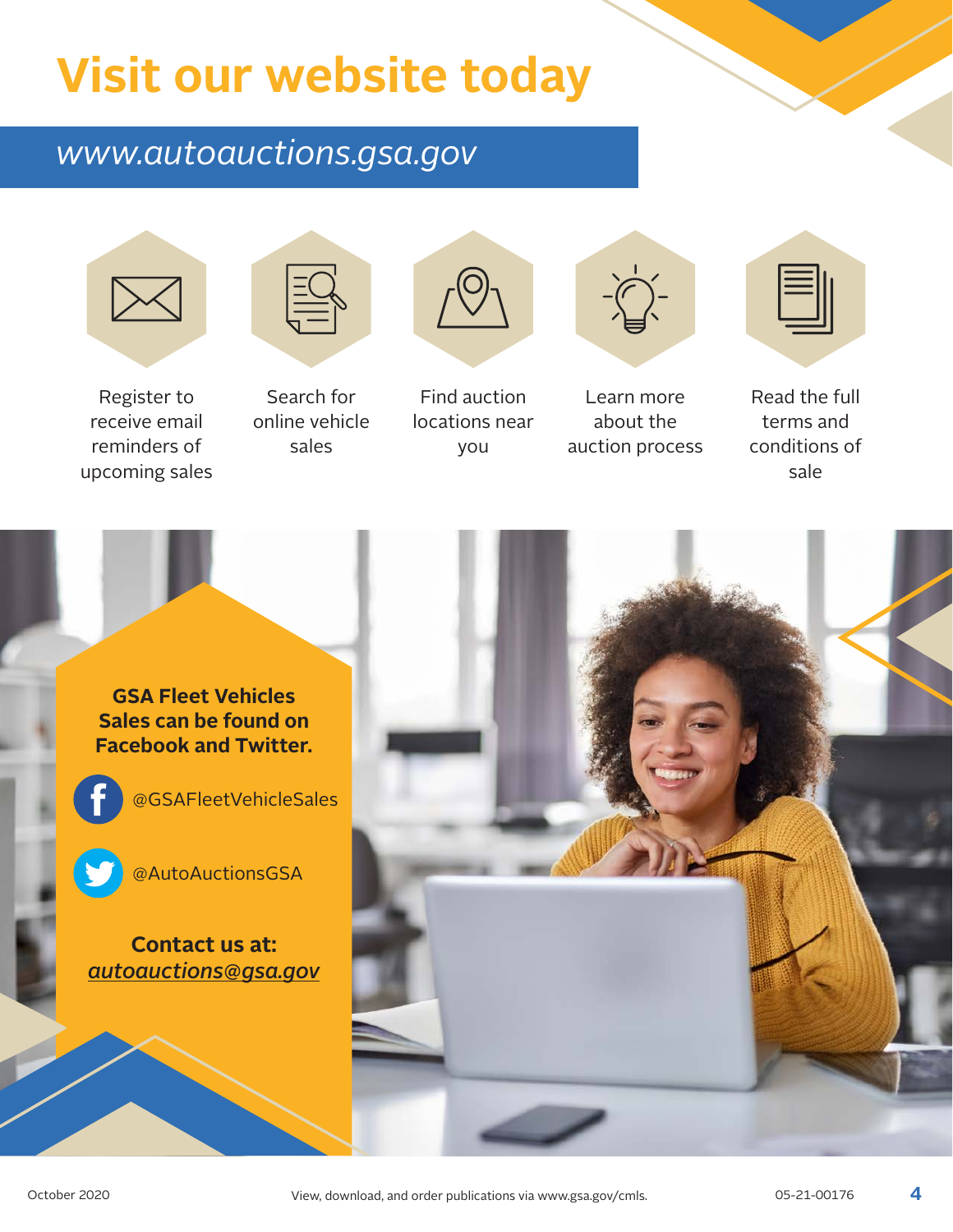# Visit our website today

## www.autoauctions.gsa.gov

- Register to receive email reminders of upcoming sales
- Search for online vehicle sales
- Find auction locations near you
- Learn more about the auction process
- Read the full terms and conditions of sale

**GSA Fleet Vehicles Sales can be found on Facebook and Twitter.**

@GSAFleetVehicleSales

@AutoAuctionsGSA

**Contact us at:**
***autoauctions@gsa.gov***

October 2020

View, download, and order publications via www.gsa.gov/cmls.

05-21-00176